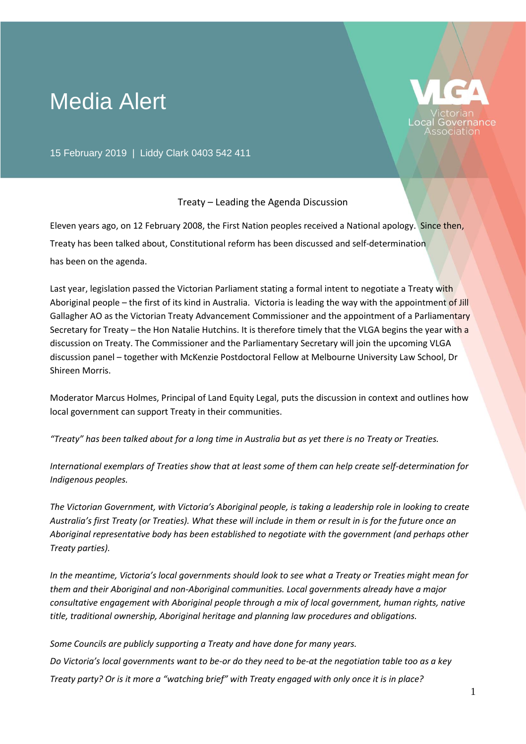# Media Alert

15 February 2019 | Liddy Clark 0403 542 411

VLGA
Victorian Local Governance Association

## Treaty – Leading the Agenda Discussion

Eleven years ago, on 12 February 2008, the First Nation peoples received a National apology. Since then, Treaty has been talked about, Constitutional reform has been discussed and self-determination has been on the agenda.

Last year, legislation passed the Victorian Parliament stating a formal intent to negotiate a Treaty with Aboriginal people – the first of its kind in Australia. Victoria is leading the way with the appointment of Jill Gallagher AO as the Victorian Treaty Advancement Commissioner and the appointment of a Parliamentary Secretary for Treaty – the Hon Natalie Hutchins. It is therefore timely that the VLGA begins the year with a discussion on Treaty. The Commissioner and the Parliamentary Secretary will join the upcoming VLGA discussion panel – together with McKenzie Postdoctoral Fellow at Melbourne University Law School, Dr Shireen Morris.

Moderator Marcus Holmes, Principal of Land Equity Legal, puts the discussion in context and outlines how local government can support Treaty in their communities.

*"Treaty" has been talked about for a long time in Australia but as yet there is no Treaty or Treaties.*

*International exemplars of Treaties show that at least some of them can help create self-determination for Indigenous peoples.*

*The Victorian Government, with Victoria's Aboriginal people, is taking a leadership role in looking to create Australia's first Treaty (or Treaties). What these will include in them or result in is for the future once an Aboriginal representative body has been established to negotiate with the government (and perhaps other Treaty parties).*

*In the meantime, Victoria's local governments should look to see what a Treaty or Treaties might mean for them and their Aboriginal and non-Aboriginal communities. Local governments already have a major consultative engagement with Aboriginal people through a mix of local government, human rights, native title, traditional ownership, Aboriginal heritage and planning law procedures and obligations.*

*Some Councils are publicly supporting a Treaty and have done for many years.*

*Do Victoria's local governments want to be-or do they need to be-at the negotiation table too as a key Treaty party? Or is it more a "watching brief" with Treaty engaged with only once it is in place?*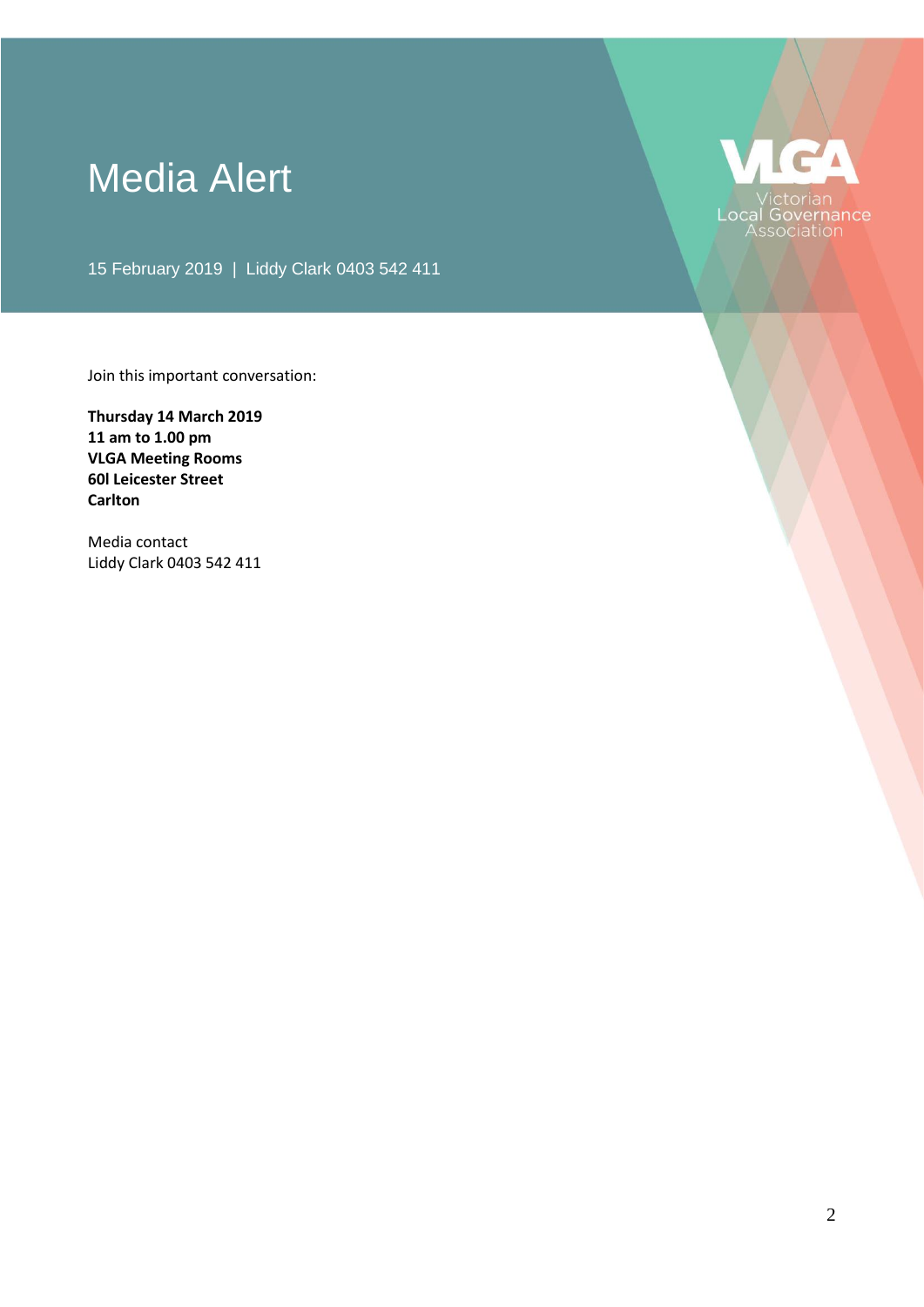# Media Alert

15 February 2019 | Liddy Clark 0403 542 411

Victorian Local Governance Association

Join this important conversation:

**Thursday 14 March 2019**
**11 am to 1.00 pm**
**VLGA Meeting Rooms**
**60l Leicester Street**
**Carlton**

Media contact
Liddy Clark 0403 542 411